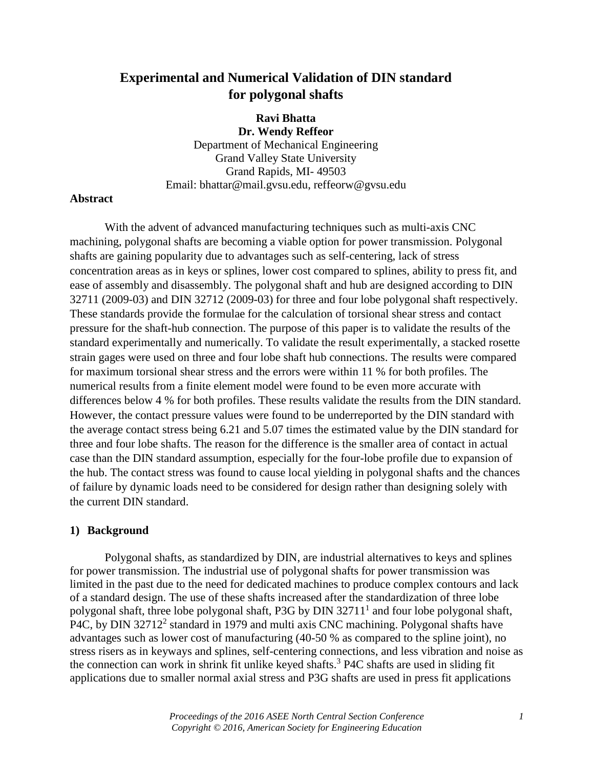# Experimental and Numerical Validation of DIN standard for polygonal shafts

**Ravi Bhatta**
**Dr. Wendy Reffeor**
Department of Mechanical Engineering
Grand Valley State University
Grand Rapids, MI- 49503
Email: bhattar@mail.gvsu.edu, reffeorw@gvsu.edu

## Abstract

With the advent of advanced manufacturing techniques such as multi-axis CNC machining, polygonal shafts are becoming a viable option for power transmission. Polygonal shafts are gaining popularity due to advantages such as self-centering, lack of stress concentration areas as in keys or splines, lower cost compared to splines, ability to press fit, and ease of assembly and disassembly. The polygonal shaft and hub are designed according to DIN 32711 (2009-03) and DIN 32712 (2009-03) for three and four lobe polygonal shaft respectively. These standards provide the formulae for the calculation of torsional shear stress and contact pressure for the shaft-hub connection. The purpose of this paper is to validate the results of the standard experimentally and numerically. To validate the result experimentally, a stacked rosette strain gages were used on three and four lobe shaft hub connections. The results were compared for maximum torsional shear stress and the errors were within 11 % for both profiles. The numerical results from a finite element model were found to be even more accurate with differences below 4 % for both profiles. These results validate the results from the DIN standard. However, the contact pressure values were found to be underreported by the DIN standard with the average contact stress being 6.21 and 5.07 times the estimated value by the DIN standard for three and four lobe shafts. The reason for the difference is the smaller area of contact in actual case than the DIN standard assumption, especially for the four-lobe profile due to expansion of the hub. The contact stress was found to cause local yielding in polygonal shafts and the chances of failure by dynamic loads need to be considered for design rather than designing solely with the current DIN standard.

## 1) Background

Polygonal shafts, as standardized by DIN, are industrial alternatives to keys and splines for power transmission. The industrial use of polygonal shafts for power transmission was limited in the past due to the need for dedicated machines to produce complex contours and lack of a standard design. The use of these shafts increased after the standardization of three lobe polygonal shaft, three lobe polygonal shaft, P3G by DIN 32711[1] and four lobe polygonal shaft, P4C, by DIN 32712[2] standard in 1979 and multi axis CNC machining. Polygonal shafts have advantages such as lower cost of manufacturing (40-50 % as compared to the spline joint), no stress risers as in keyways and splines, self-centering connections, and less vibration and noise as the connection can work in shrink fit unlike keyed shafts.[3] P4C shafts are used in sliding fit applications due to smaller normal axial stress and P3G shafts are used in press fit applications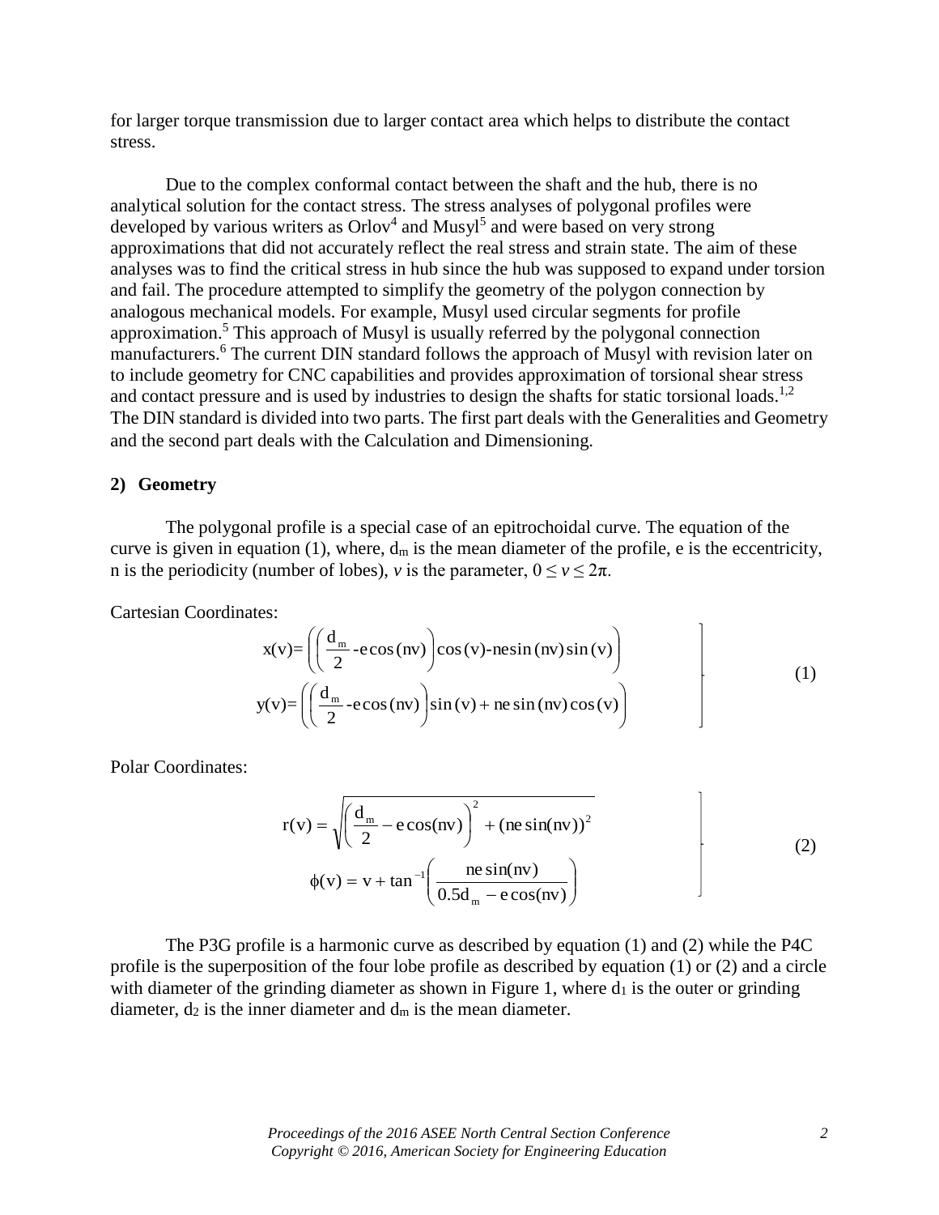for larger torque transmission due to larger contact area which helps to distribute the contact stress.

Due to the complex conformal contact between the shaft and the hub, there is no analytical solution for the contact stress. The stress analyses of polygonal profiles were developed by various writers as Orlov[4] and Musyl[5] and were based on very strong approximations that did not accurately reflect the real stress and strain state. The aim of these analyses was to find the critical stress in hub since the hub was supposed to expand under torsion and fail. The procedure attempted to simplify the geometry of the polygon connection by analogous mechanical models. For example, Musyl used circular segments for profile approximation.[5] This approach of Musyl is usually referred by the polygonal connection manufacturers.[6] The current DIN standard follows the approach of Musyl with revision later on to include geometry for CNC capabilities and provides approximation of torsional shear stress and contact pressure and is used by industries to design the shafts for static torsional loads.[1,2] The DIN standard is divided into two parts. The first part deals with the Generalities and Geometry and the second part deals with the Calculation and Dimensioning.

## 2) Geometry

The polygonal profile is a special case of an epitrochoidal curve. The equation of the curve is given in equation (1), where, $d_m$ is the mean diameter of the profile, e is the eccentricity, n is the periodicity (number of lobes), $v$ is the parameter, $0 \leq v \leq 2\pi$.

Cartesian Coordinates:

$$\begin{aligned} x(v) &= \left( \left( \frac{d_m}{2} - e\cos(nv) \right) \cos(v) - ne\sin(nv)\sin(v) \right) \\ y(v) &= \left( \left( \frac{d_m}{2} - e\cos(nv) \right) \sin(v) + ne\sin(nv)\cos(v) \right) \end{aligned} \tag{1}$$

Polar Coordinates:

$$\begin{aligned} r(v) &= \sqrt{\left( \frac{d_m}{2} - e\cos(nv) \right)^2 + (ne\sin(nv))^2} \\ \phi(v) &= v + \tan^{-1}\left( \frac{ne\sin(nv)}{0.5d_m - e\cos(nv)} \right) \end{aligned} \tag{2}$$

The P3G profile is a harmonic curve as described by equation (1) and (2) while the P4C profile is the superposition of the four lobe profile as described by equation (1) or (2) and a circle with diameter of the grinding diameter as shown in Figure 1, where $d_1$ is the outer or grinding diameter, $d_2$ is the inner diameter and $d_m$ is the mean diameter.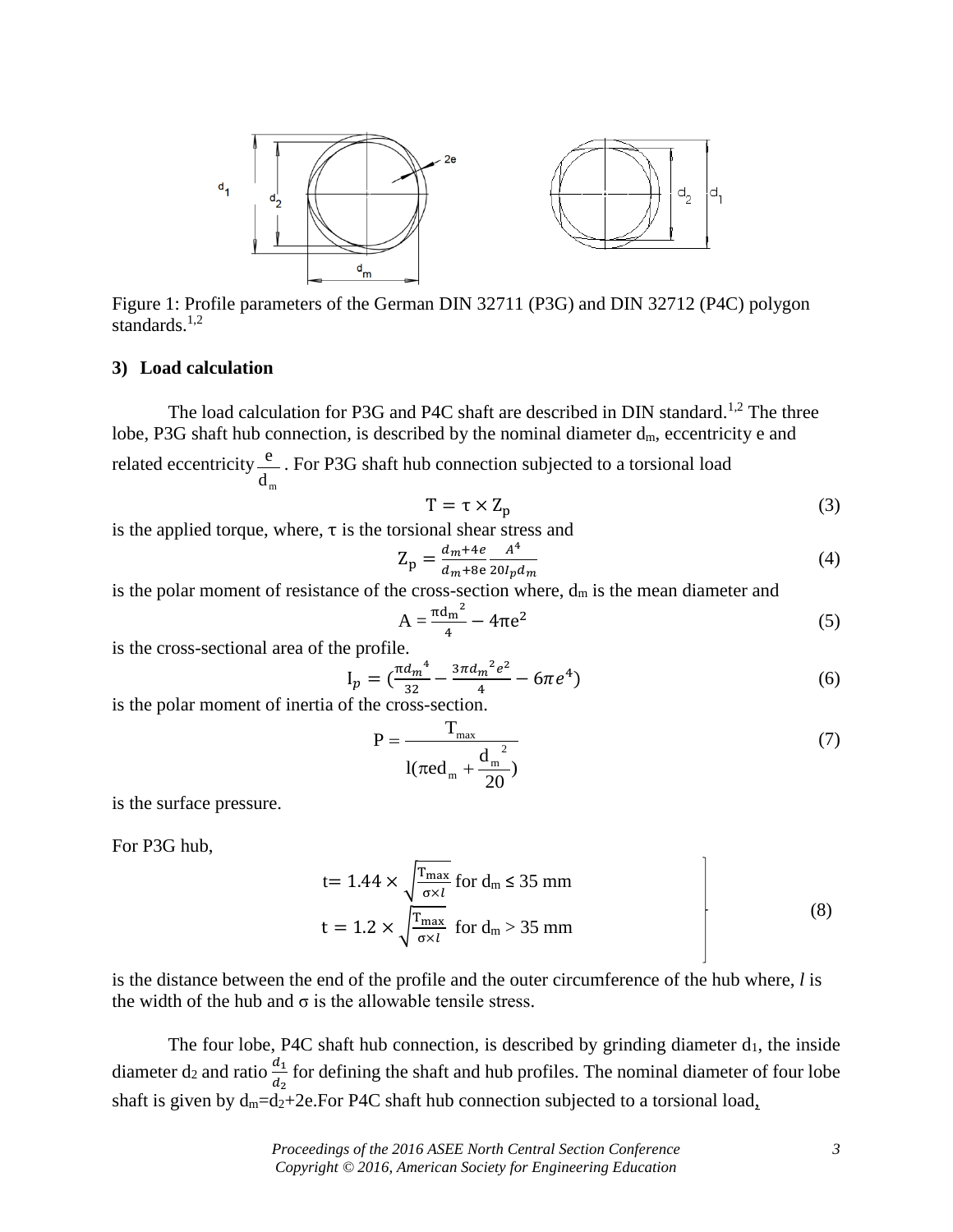Figure 1: Profile parameters of the German DIN 32711 (P3G) and DIN 32712 (P4C) polygon standards.[1,2]

### 3) Load calculation

The load calculation for P3G and P4C shaft are described in DIN standard.[1,2] The three lobe, P3G shaft hub connection, is described by the nominal diameter $d_m$, eccentricity e and related eccentricity $\frac{e}{d_m}$. For P3G shaft hub connection subjected to a torsional load

$$T = \tau \times Z_p \tag{3}$$

is the applied torque, where, $\tau$ is the torsional shear stress and

$$Z_p = \frac{d_m + 4e}{d_m + 8e} \frac{A^4}{20 I_p d_m} \tag{4}$$

is the polar moment of resistance of the cross-section where, $d_m$ is the mean diameter and

$$A = \frac{\pi d_m^2}{4} - 4\pi e^2 \tag{5}$$

is the cross-sectional area of the profile.

$$I_p = \left(\frac{\pi d_m^4}{32} - \frac{3\pi d_m^2 e^2}{4} - 6\pi e^4\right) \tag{6}$$

is the polar moment of inertia of the cross-section.

$$P = \frac{T_{max}}{l(\pi e d_m + \frac{d_m^2}{20})} \tag{7}$$

is the surface pressure.

For P3G hub,

$$\begin{aligned} t &= 1.44 \times \sqrt{\frac{T_{max}}{\sigma \times l}} \text{ for } d_m \leq 35 \text{ mm} \\ t &= 1.2 \times \sqrt{\frac{T_{max}}{\sigma \times l}} \text{ for } d_m > 35 \text{ mm} \end{aligned} \tag{8}$$

is the distance between the end of the profile and the outer circumference of the hub where, *l* is the width of the hub and $\sigma$ is the allowable tensile stress.

The four lobe, P4C shaft hub connection, is described by grinding diameter $d_1$, the inside diameter $d_2$ and ratio $\frac{d_1}{d_2}$ for defining the shaft and hub profiles. The nominal diameter of four lobe shaft is given by $d_m=d_2+2e$.For P4C shaft hub connection subjected to a torsional load,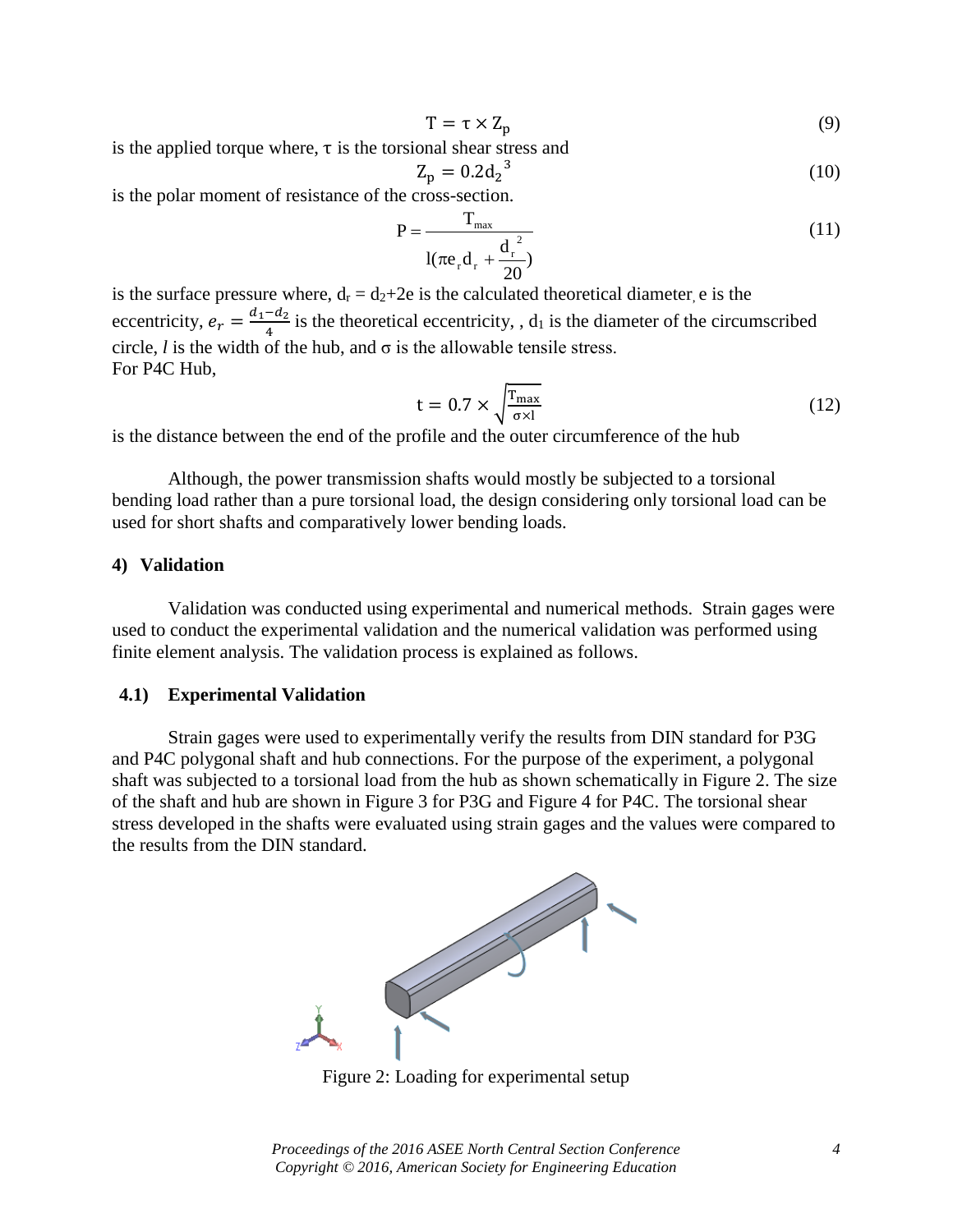$$T = \tau \times Z_p \tag{9}$$

is the applied torque where, τ is the torsional shear stress and

$$Z_p = 0.2{d_2}^3 \tag{10}$$

is the polar moment of resistance of the cross-section.

$$P = \frac{T_{max}}{l(\pi e_r d_r + \frac{{d_r}^2}{20})} \tag{11}$$

is the surface pressure where, $d_r = d_2 + 2e$ is the calculated theoretical diameter, e is the eccentricity, $e_r = \frac{d_1 - d_2}{4}$ is the theoretical eccentricity, , $d_1$ is the diameter of the circumscribed circle, *l* is the width of the hub, and σ is the allowable tensile stress.

For P4C Hub,

$$t = 0.7 \times \sqrt{\frac{T_{max}}{\sigma \times l}} \tag{12}$$

is the distance between the end of the profile and the outer circumference of the hub

Although, the power transmission shafts would mostly be subjected to a torsional bending load rather than a pure torsional load, the design considering only torsional load can be used for short shafts and comparatively lower bending loads.

## 4) Validation

Validation was conducted using experimental and numerical methods. Strain gages were used to conduct the experimental validation and the numerical validation was performed using finite element analysis. The validation process is explained as follows.

### 4.1) Experimental Validation

Strain gages were used to experimentally verify the results from DIN standard for P3G and P4C polygonal shaft and hub connections. For the purpose of the experiment, a polygonal shaft was subjected to a torsional load from the hub as shown schematically in Figure 2. The size of the shaft and hub are shown in Figure 3 for P3G and Figure 4 for P4C. The torsional shear stress developed in the shafts were evaluated using strain gages and the values were compared to the results from the DIN standard.

Figure 2: Loading for experimental setup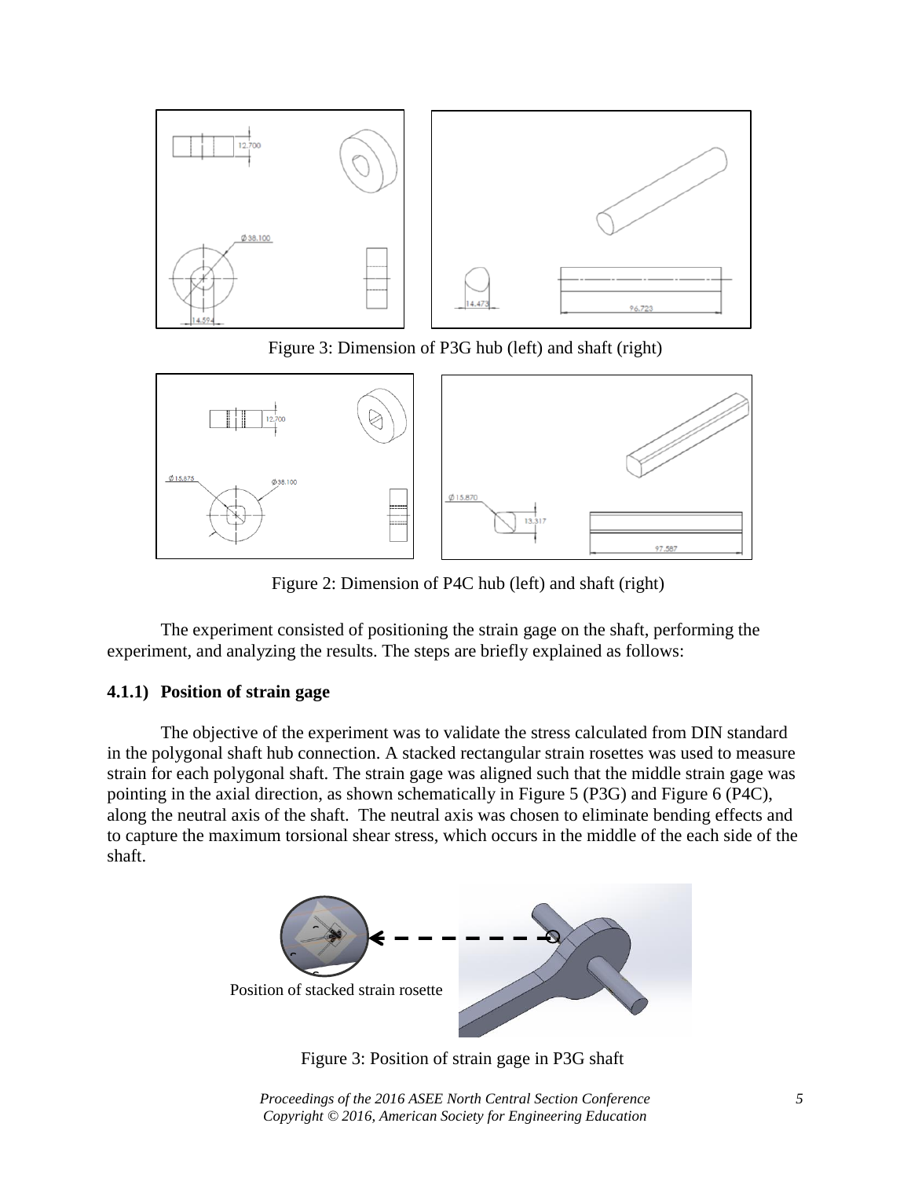Figure 3: Dimension of P3G hub (left) and shaft (right)

Figure 2: Dimension of P4C hub (left) and shaft (right)

The experiment consisted of positioning the strain gage on the shaft, performing the experiment, and analyzing the results. The steps are briefly explained as follows:

### 4.1.1) Position of strain gage

The objective of the experiment was to validate the stress calculated from DIN standard in the polygonal shaft hub connection. A stacked rectangular strain rosettes was used to measure strain for each polygonal shaft. The strain gage was aligned such that the middle strain gage was pointing in the axial direction, as shown schematically in Figure 5 (P3G) and Figure 6 (P4C), along the neutral axis of the shaft. The neutral axis was chosen to eliminate bending effects and to capture the maximum torsional shear stress, which occurs in the middle of the each side of the shaft.

Position of stacked strain rosette

Figure 3: Position of strain gage in P3G shaft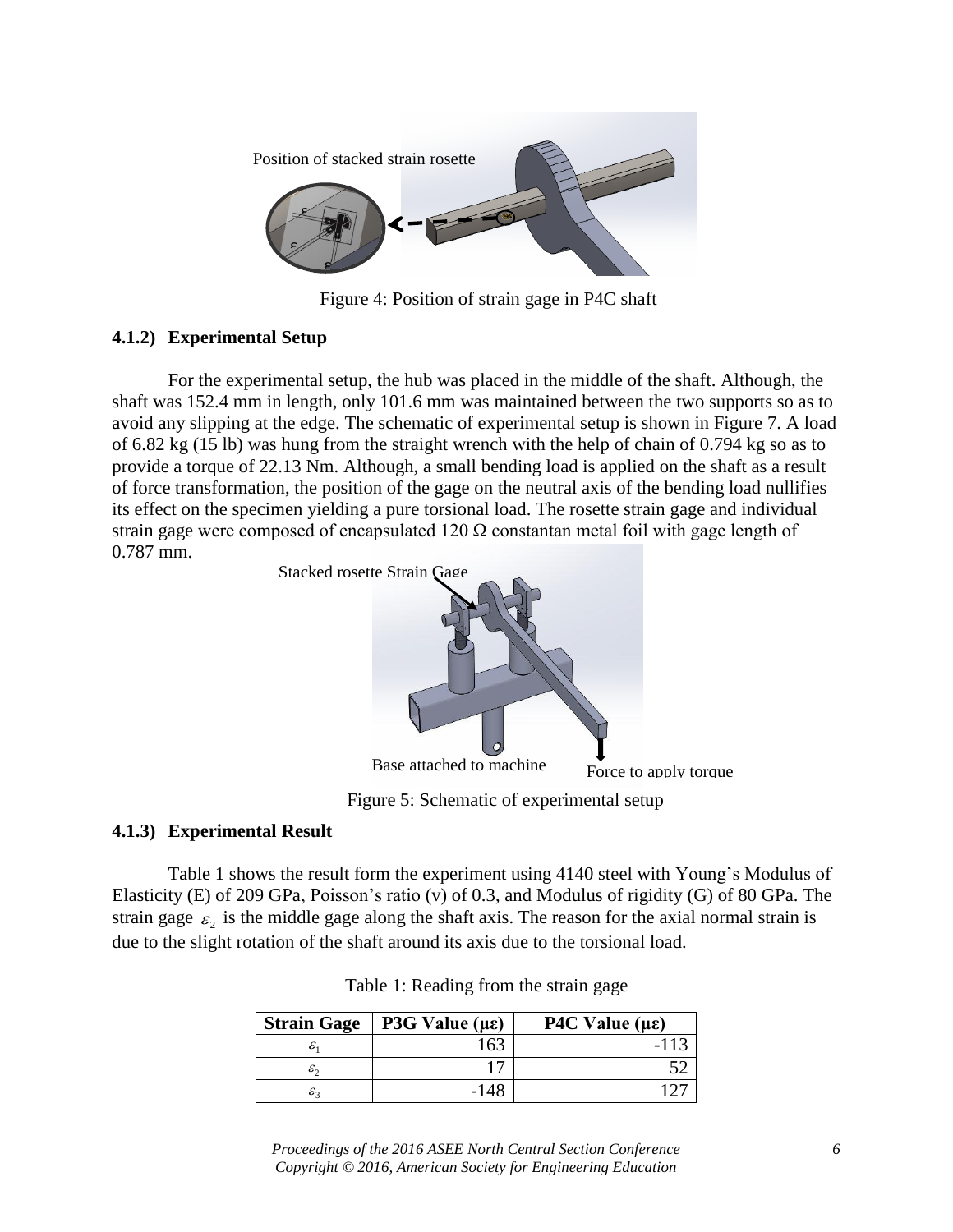Position of stacked strain rosette

Figure 4: Position of strain gage in P4C shaft

### 4.1.2) Experimental Setup

For the experimental setup, the hub was placed in the middle of the shaft. Although, the shaft was 152.4 mm in length, only 101.6 mm was maintained between the two supports so as to avoid any slipping at the edge. The schematic of experimental setup is shown in Figure 7. A load of 6.82 kg (15 lb) was hung from the straight wrench with the help of chain of 0.794 kg so as to provide a torque of 22.13 Nm. Although, a small bending load is applied on the shaft as a result of force transformation, the position of the gage on the neutral axis of the bending load nullifies its effect on the specimen yielding a pure torsional load. The rosette strain gage and individual strain gage were composed of encapsulated 120 Ω constantan metal foil with gage length of 0.787 mm.

Stacked rosette Strain Gage

Base attached to machine

Force to apply torque

Figure 5: Schematic of experimental setup

### 4.1.3) Experimental Result

Table 1 shows the result form the experiment using 4140 steel with Young's Modulus of Elasticity (E) of 209 GPa, Poisson's ratio (ν) of 0.3, and Modulus of rigidity (G) of 80 GPa. The strain gage $\varepsilon_2$ is the middle gage along the shaft axis. The reason for the axial normal strain is due to the slight rotation of the shaft around its axis due to the torsional load.

Table 1: Reading from the strain gage

| Strain Gage | P3G Value (με) | P4C Value (με) |
|---|---|---|
| $\varepsilon_1$ | 163 | -113 |
| $\varepsilon_2$ | 17 | 52 |
| $\varepsilon_3$ | -148 | 127 |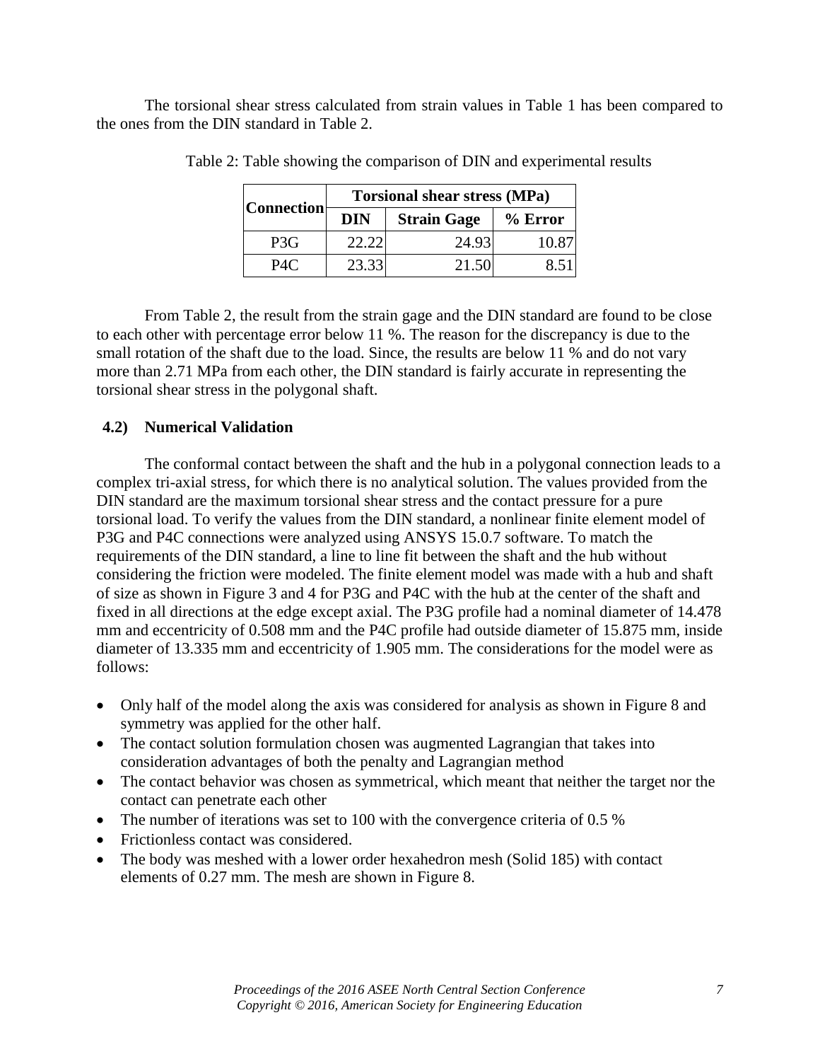The torsional shear stress calculated from strain values in Table 1 has been compared to the ones from the DIN standard in Table 2.

Table 2: Table showing the comparison of DIN and experimental results

| Connection | Torsional shear stress (MPa) | | |
|---|---|---|---|
| | DIN | Strain Gage | % Error |
| P3G | 22.22 | 24.93 | 10.87 |
| P4C | 23.33 | 21.50 | 8.51 |

From Table 2, the result from the strain gage and the DIN standard are found to be close to each other with percentage error below 11 %. The reason for the discrepancy is due to the small rotation of the shaft due to the load. Since, the results are below 11 % and do not vary more than 2.71 MPa from each other, the DIN standard is fairly accurate in representing the torsional shear stress in the polygonal shaft.

### 4.2) Numerical Validation

The conformal contact between the shaft and the hub in a polygonal connection leads to a complex tri-axial stress, for which there is no analytical solution. The values provided from the DIN standard are the maximum torsional shear stress and the contact pressure for a pure torsional load. To verify the values from the DIN standard, a nonlinear finite element model of P3G and P4C connections were analyzed using ANSYS 15.0.7 software. To match the requirements of the DIN standard, a line to line fit between the shaft and the hub without considering the friction were modeled. The finite element model was made with a hub and shaft of size as shown in Figure 3 and 4 for P3G and P4C with the hub at the center of the shaft and fixed in all directions at the edge except axial. The P3G profile had a nominal diameter of 14.478 mm and eccentricity of 0.508 mm and the P4C profile had outside diameter of 15.875 mm, inside diameter of 13.335 mm and eccentricity of 1.905 mm. The considerations for the model were as follows:

- Only half of the model along the axis was considered for analysis as shown in Figure 8 and symmetry was applied for the other half.
- The contact solution formulation chosen was augmented Lagrangian that takes into consideration advantages of both the penalty and Lagrangian method
- The contact behavior was chosen as symmetrical, which meant that neither the target nor the contact can penetrate each other
- The number of iterations was set to 100 with the convergence criteria of 0.5 %
- Frictionless contact was considered.
- The body was meshed with a lower order hexahedron mesh (Solid 185) with contact elements of 0.27 mm. The mesh are shown in Figure 8.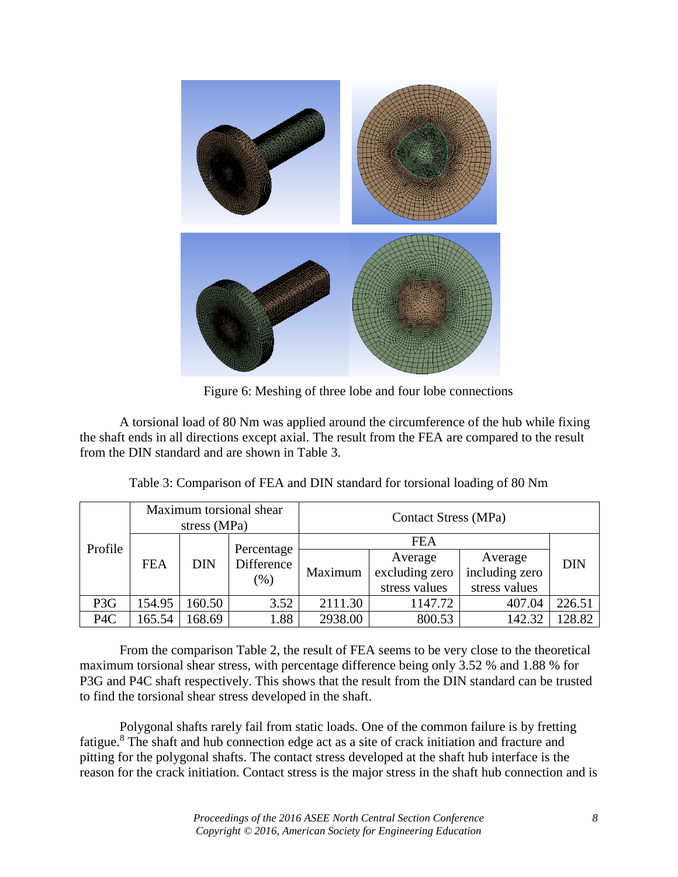Figure 6: Meshing of three lobe and four lobe connections

A torsional load of 80 Nm was applied around the circumference of the hub while fixing the shaft ends in all directions except axial. The result from the FEA are compared to the result from the DIN standard and are shown in Table 3.

Table 3: Comparison of FEA and DIN standard for torsional loading of 80 Nm

| Profile | Maximum torsional shear stress (MPa) | | | Contact Stress (MPa) | | | |
|---|---|---|---|---|---|---|---|
| | FEA | DIN | Percentage Difference (%) | FEA | | | DIN |
| | | | | Maximum | Average excluding zero stress values | Average including zero stress values | |
| P3G | 154.95 | 160.50 | 3.52 | 2111.30 | 1147.72 | 407.04 | 226.51 |
| P4C | 165.54 | 168.69 | 1.88 | 2938.00 | 800.53 | 142.32 | 128.82 |

From the comparison Table 2, the result of FEA seems to be very close to the theoretical maximum torsional shear stress, with percentage difference being only 3.52 % and 1.88 % for P3G and P4C shaft respectively. This shows that the result from the DIN standard can be trusted to find the torsional shear stress developed in the shaft.

Polygonal shafts rarely fail from static loads. One of the common failure is by fretting fatigue.[8] The shaft and hub connection edge act as a site of crack initiation and fracture and pitting for the polygonal shafts. The contact stress developed at the shaft hub interface is the reason for the crack initiation. Contact stress is the major stress in the shaft hub connection and is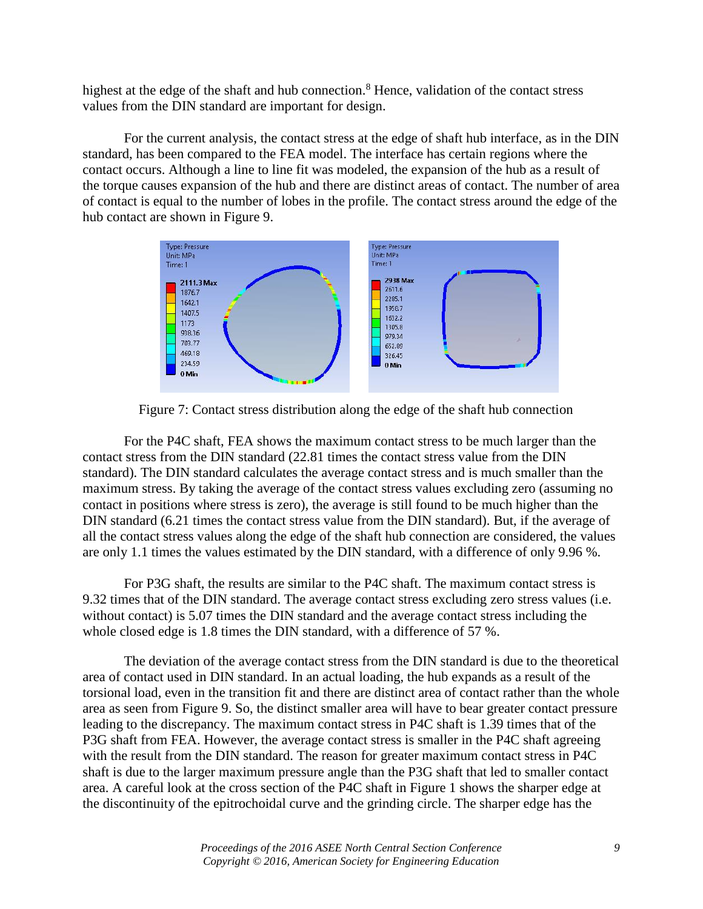highest at the edge of the shaft and hub connection.[8] Hence, validation of the contact stress values from the DIN standard are important for design.

For the current analysis, the contact stress at the edge of shaft hub interface, as in the DIN standard, has been compared to the FEA model. The interface has certain regions where the contact occurs. Although a line to line fit was modeled, the expansion of the hub as a result of the torque causes expansion of the hub and there are distinct areas of contact. The number of area of contact is equal to the number of lobes in the profile. The contact stress around the edge of the hub contact are shown in Figure 9.

Figure 7: Contact stress distribution along the edge of the shaft hub connection

For the P4C shaft, FEA shows the maximum contact stress to be much larger than the contact stress from the DIN standard (22.81 times the contact stress value from the DIN standard). The DIN standard calculates the average contact stress and is much smaller than the maximum stress. By taking the average of the contact stress values excluding zero (assuming no contact in positions where stress is zero), the average is still found to be much higher than the DIN standard (6.21 times the contact stress value from the DIN standard). But, if the average of all the contact stress values along the edge of the shaft hub connection are considered, the values are only 1.1 times the values estimated by the DIN standard, with a difference of only 9.96 %.

For P3G shaft, the results are similar to the P4C shaft. The maximum contact stress is 9.32 times that of the DIN standard. The average contact stress excluding zero stress values (i.e. without contact) is 5.07 times the DIN standard and the average contact stress including the whole closed edge is 1.8 times the DIN standard, with a difference of 57 %.

The deviation of the average contact stress from the DIN standard is due to the theoretical area of contact used in DIN standard. In an actual loading, the hub expands as a result of the torsional load, even in the transition fit and there are distinct area of contact rather than the whole area as seen from Figure 9. So, the distinct smaller area will have to bear greater contact pressure leading to the discrepancy. The maximum contact stress in P4C shaft is 1.39 times that of the P3G shaft from FEA. However, the average contact stress is smaller in the P4C shaft agreeing with the result from the DIN standard. The reason for greater maximum contact stress in P4C shaft is due to the larger maximum pressure angle than the P3G shaft that led to smaller contact area. A careful look at the cross section of the P4C shaft in Figure 1 shows the sharper edge at the discontinuity of the epitrochoidal curve and the grinding circle. The sharper edge has the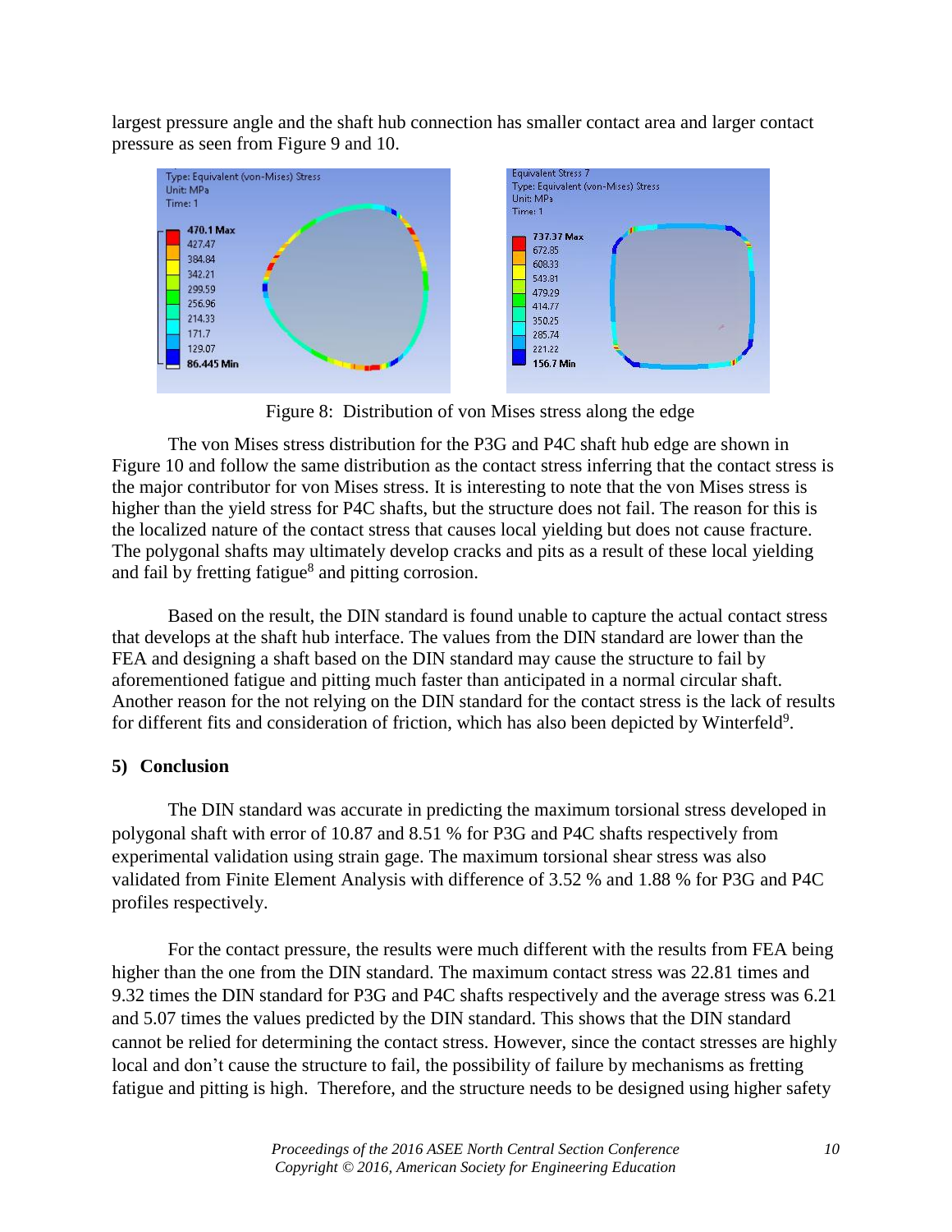largest pressure angle and the shaft hub connection has smaller contact area and larger contact pressure as seen from Figure 9 and 10.

Figure 8: Distribution of von Mises stress along the edge

The von Mises stress distribution for the P3G and P4C shaft hub edge are shown in Figure 10 and follow the same distribution as the contact stress inferring that the contact stress is the major contributor for von Mises stress. It is interesting to note that the von Mises stress is higher than the yield stress for P4C shafts, but the structure does not fail. The reason for this is the localized nature of the contact stress that causes local yielding but does not cause fracture. The polygonal shafts may ultimately develop cracks and pits as a result of these local yielding and fail by fretting fatigue[8] and pitting corrosion.

Based on the result, the DIN standard is found unable to capture the actual contact stress that develops at the shaft hub interface. The values from the DIN standard are lower than the FEA and designing a shaft based on the DIN standard may cause the structure to fail by aforementioned fatigue and pitting much faster than anticipated in a normal circular shaft. Another reason for the not relying on the DIN standard for the contact stress is the lack of results for different fits and consideration of friction, which has also been depicted by Winterfeld[9].

## 5) Conclusion

The DIN standard was accurate in predicting the maximum torsional stress developed in polygonal shaft with error of 10.87 and 8.51 % for P3G and P4C shafts respectively from experimental validation using strain gage. The maximum torsional shear stress was also validated from Finite Element Analysis with difference of 3.52 % and 1.88 % for P3G and P4C profiles respectively.

For the contact pressure, the results were much different with the results from FEA being higher than the one from the DIN standard. The maximum contact stress was 22.81 times and 9.32 times the DIN standard for P3G and P4C shafts respectively and the average stress was 6.21 and 5.07 times the values predicted by the DIN standard. This shows that the DIN standard cannot be relied for determining the contact stress. However, since the contact stresses are highly local and don't cause the structure to fail, the possibility of failure by mechanisms as fretting fatigue and pitting is high. Therefore, and the structure needs to be designed using higher safety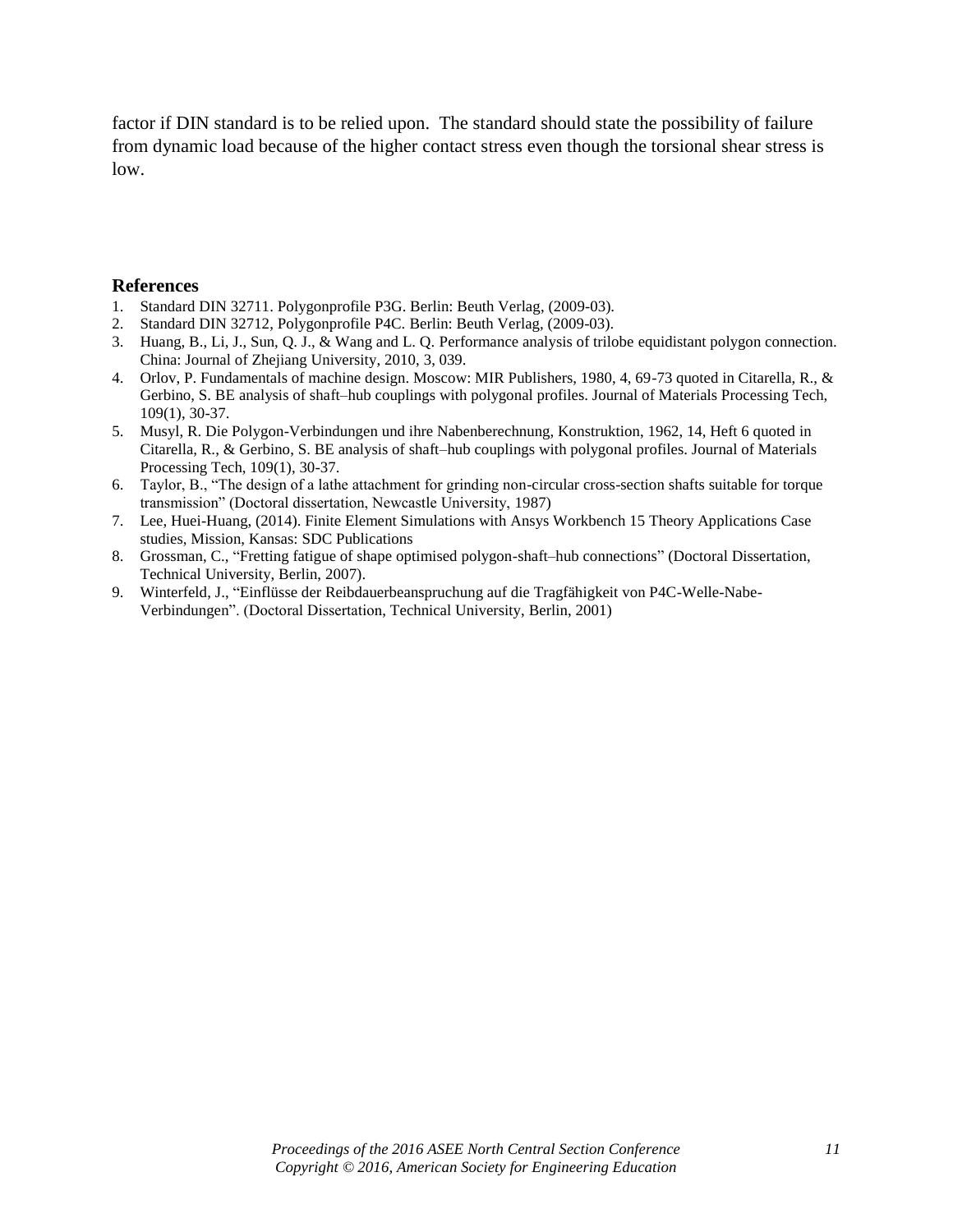factor if DIN standard is to be relied upon. The standard should state the possibility of failure from dynamic load because of the higher contact stress even though the torsional shear stress is low.

## References

1. Standard DIN 32711. Polygonprofile P3G. Berlin: Beuth Verlag, (2009-03).
2. Standard DIN 32712, Polygonprofile P4C. Berlin: Beuth Verlag, (2009-03).
3. Huang, B., Li, J., Sun, Q. J., & Wang and L. Q. Performance analysis of trilobe equidistant polygon connection. China: Journal of Zhejiang University, 2010, 3, 039.
4. Orlov, P. Fundamentals of machine design. Moscow: MIR Publishers, 1980, 4, 69-73 quoted in Citarella, R., & Gerbino, S. BE analysis of shaft–hub couplings with polygonal profiles. Journal of Materials Processing Tech, 109(1), 30-37.
5. Musyl, R. Die Polygon-Verbindungen und ihre Nabenberechnung, Konstruktion, 1962, 14, Heft 6 quoted in Citarella, R., & Gerbino, S. BE analysis of shaft–hub couplings with polygonal profiles. Journal of Materials Processing Tech, 109(1), 30-37.
6. Taylor, B., "The design of a lathe attachment for grinding non-circular cross-section shafts suitable for torque transmission" (Doctoral dissertation, Newcastle University, 1987)
7. Lee, Huei-Huang, (2014). Finite Element Simulations with Ansys Workbench 15 Theory Applications Case studies, Mission, Kansas: SDC Publications
8. Grossman, C., "Fretting fatigue of shape optimised polygon-shaft–hub connections" (Doctoral Dissertation, Technical University, Berlin, 2007).
9. Winterfeld, J., "Einflüsse der Reibdauerbeanspruchung auf die Tragfähigkeit von P4C-Welle-Nabe-Verbindungen". (Doctoral Dissertation, Technical University, Berlin, 2001)